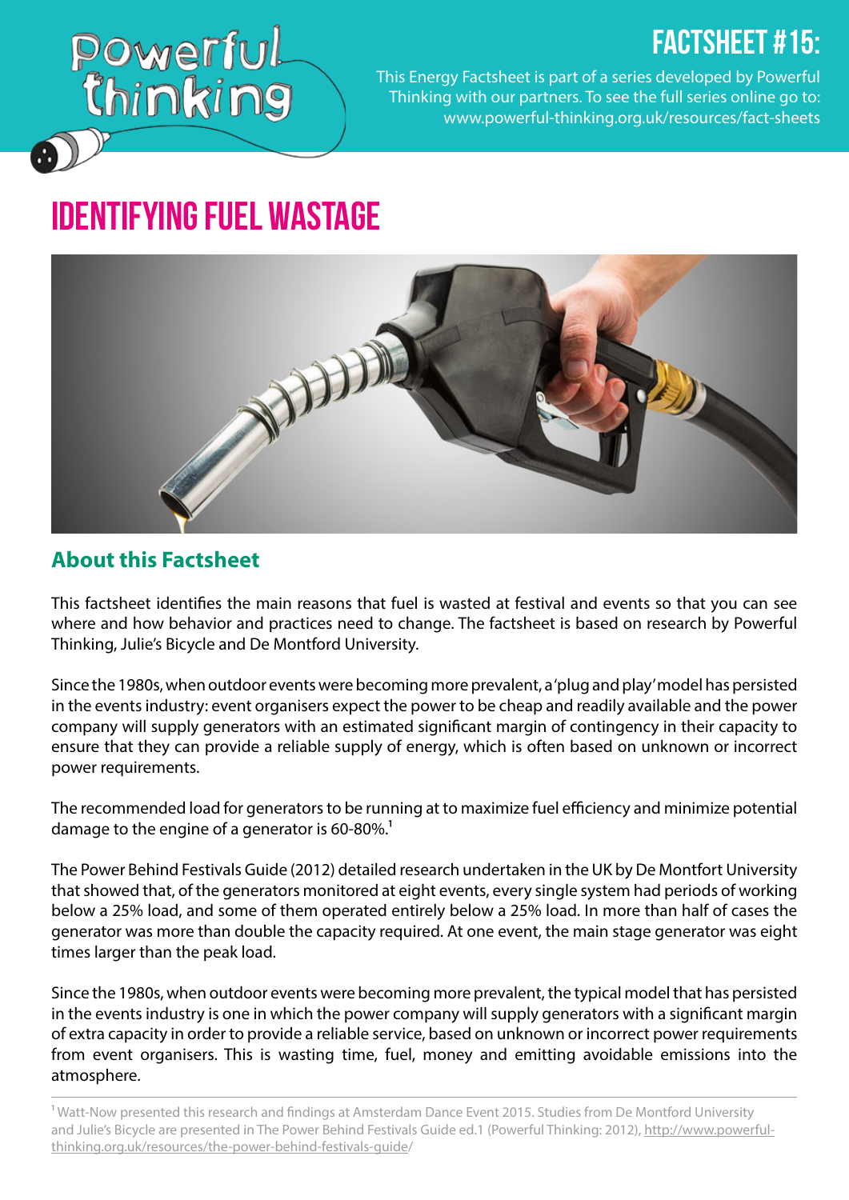# FACTSHEET #15:

This Energy Factsheet is part of a series developed by Powerful Thinking with our partners. To see the full series online go to: www.powerful-thinking.org.uk/resources/fact-sheets

# IDENTIFYING FUEL WASTAGE

## About this Factsheet

This factsheet identifies the main reasons that fuel is wasted at festival and events so that you can see where and how behavior and practices need to change. The factsheet is based on research by Powerful Thinking, Julie's Bicycle and De Montford University.

Since the 1980s, when outdoor events were becoming more prevalent, a 'plug and play' model has persisted in the events industry: event organisers expect the power to be cheap and readily available and the power company will supply generators with an estimated significant margin of contingency in their capacity to ensure that they can provide a reliable supply of energy, which is often based on unknown or incorrect power requirements.

The recommended load for generators to be running at to maximize fuel efficiency and minimize potential damage to the engine of a generator is 60-80%.[1]

The Power Behind Festivals Guide (2012) detailed research undertaken in the UK by De Montfort University that showed that, of the generators monitored at eight events, every single system had periods of working below a 25% load, and some of them operated entirely below a 25% load. In more than half of cases the generator was more than double the capacity required. At one event, the main stage generator was eight times larger than the peak load.

Since the 1980s, when outdoor events were becoming more prevalent, the typical model that has persisted in the events industry is one in which the power company will supply generators with a significant margin of extra capacity in order to provide a reliable service, based on unknown or incorrect power requirements from event organisers. This is wasting time, fuel, money and emitting avoidable emissions into the atmosphere.

---

[1] Watt-Now presented this research and findings at Amsterdam Dance Event 2015. Studies from De Montford University and Julie's Bicycle are presented in The Power Behind Festivals Guide ed.1 (Powerful Thinking: 2012), http://www.powerful-thinking.org.uk/resources/the-power-behind-festivals-guide/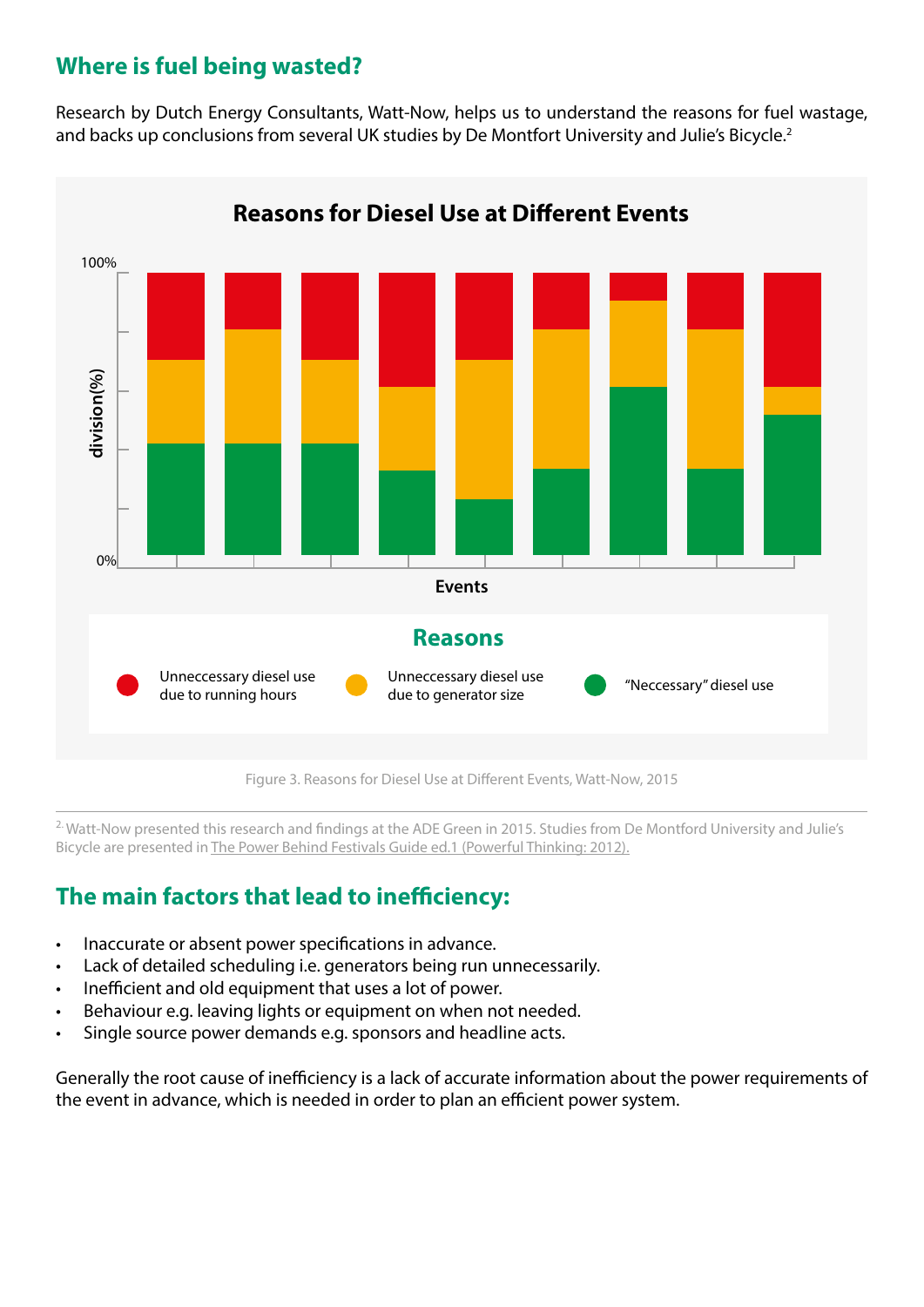## Where is fuel being wasted?

Research by Dutch Energy Consultants, Watt-Now, helps us to understand the reasons for fuel wastage, and backs up conclusions from several UK studies by De Montfort University and Julie's Bicycle.[2]

**Reasons for Diesel Use at Different Events**

100%

division(%)

0%

Events

**Reasons**

- Unneccessary diesel use due to running hours
- Unneccessary diesel use due to generator size
- "Neccessary" diesel use

Figure 3. Reasons for Diesel Use at Different Events, Watt-Now, 2015

---

[2] Watt-Now presented this research and findings at the ADE Green in 2015. Studies from De Montford University and Julie's Bicycle are presented in The Power Behind Festivals Guide ed.1 (Powerful Thinking: 2012).

## The main factors that lead to inefficiency:

- Inaccurate or absent power specifications in advance.
- Lack of detailed scheduling i.e. generators being run unnecessarily.
- Inefficient and old equipment that uses a lot of power.
- Behaviour e.g. leaving lights or equipment on when not needed.
- Single source power demands e.g. sponsors and headline acts.

Generally the root cause of inefficiency is a lack of accurate information about the power requirements of the event in advance, which is needed in order to plan an efficient power system.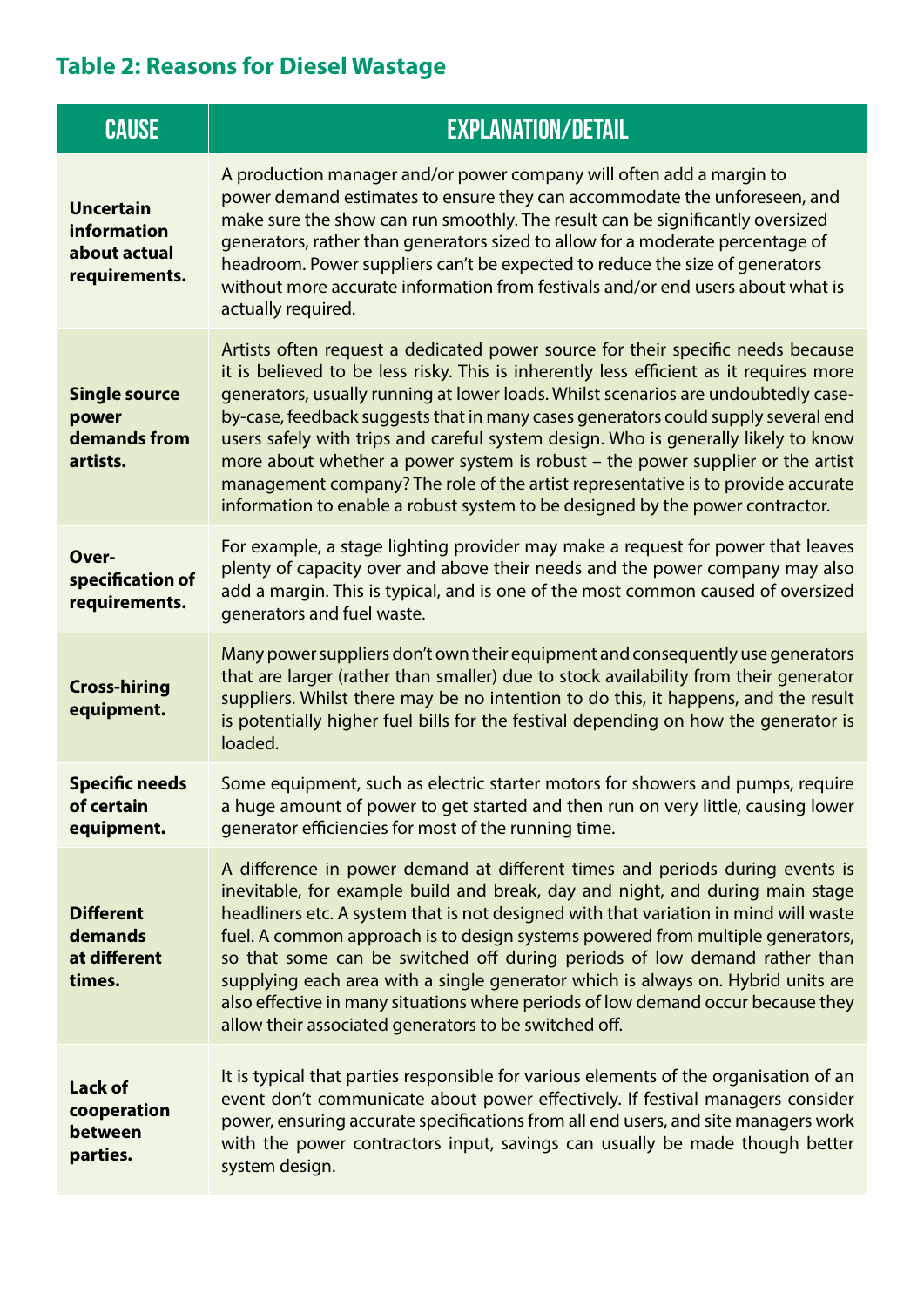## Table 2: Reasons for Diesel Wastage

| CAUSE | EXPLANATION/DETAIL |
|---|---|
| **Uncertain information about actual requirements.** | A production manager and/or power company will often add a margin to power demand estimates to ensure they can accommodate the unforeseen, and make sure the show can run smoothly. The result can be significantly oversized generators, rather than generators sized to allow for a moderate percentage of headroom. Power suppliers can't be expected to reduce the size of generators without more accurate information from festivals and/or end users about what is actually required. |
| **Single source power demands from artists.** | Artists often request a dedicated power source for their specific needs because it is believed to be less risky. This is inherently less efficient as it requires more generators, usually running at lower loads. Whilst scenarios are undoubtedly case-by-case, feedback suggests that in many cases generators could supply several end users safely with trips and careful system design. Who is generally likely to know more about whether a power system is robust – the power supplier or the artist management company? The role of the artist representative is to provide accurate information to enable a robust system to be designed by the power contractor. |
| **Over-specification of requirements.** | For example, a stage lighting provider may make a request for power that leaves plenty of capacity over and above their needs and the power company may also add a margin. This is typical, and is one of the most common caused of oversized generators and fuel waste. |
| **Cross-hiring equipment.** | Many power suppliers don't own their equipment and consequently use generators that are larger (rather than smaller) due to stock availability from their generator suppliers. Whilst there may be no intention to do this, it happens, and the result is potentially higher fuel bills for the festival depending on how the generator is loaded. |
| **Specific needs of certain equipment.** | Some equipment, such as electric starter motors for showers and pumps, require a huge amount of power to get started and then run on very little, causing lower generator efficiencies for most of the running time. |
| **Different demands at different times.** | A difference in power demand at different times and periods during events is inevitable, for example build and break, day and night, and during main stage headliners etc. A system that is not designed with that variation in mind will waste fuel. A common approach is to design systems powered from multiple generators, so that some can be switched off during periods of low demand rather than supplying each area with a single generator which is always on. Hybrid units are also effective in many situations where periods of low demand because they allow their associated generators to be switched off. |
| **Lack of cooperation between parties.** | It is typical that parties responsible for various elements of the organisation of an event don't communicate about power effectively. If festival managers consider power, ensuring accurate specifications from all end users, and site managers work with the power contractors input, savings can usually be made though better system design. |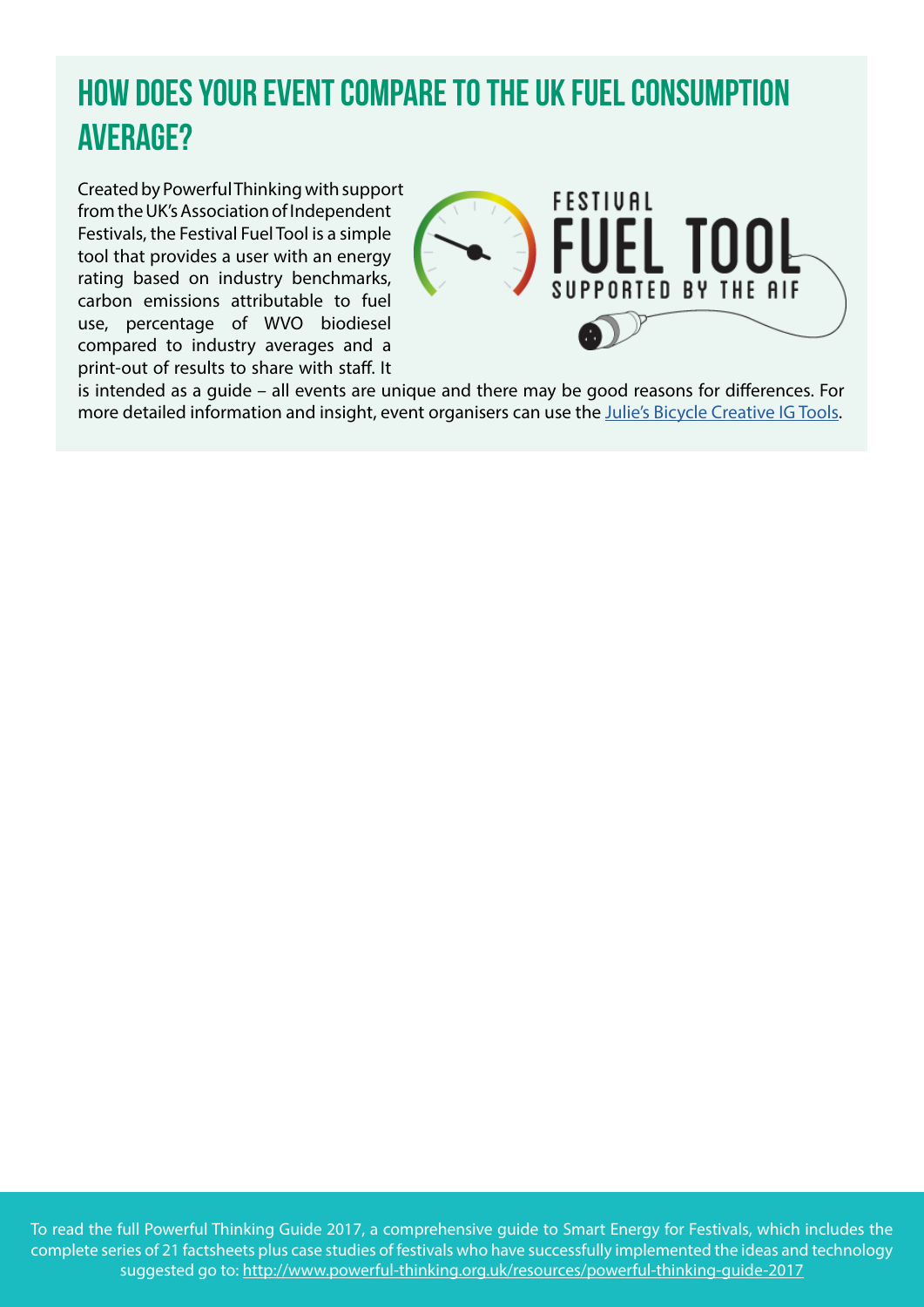## HOW DOES YOUR EVENT COMPARE TO THE UK FUEL CONSUMPTION AVERAGE?

Created by Powerful Thinking with support from the UK's Association of Independent Festivals, the Festival Fuel Tool is a simple tool that provides a user with an energy rating based on industry benchmarks, carbon emissions attributable to fuel use, percentage of WVO biodiesel compared to industry averages and a print-out of results to share with staff. It is intended as a guide – all events are unique and there may be good reasons for differences. For more detailed information and insight, event organisers can use the [Julie's Bicycle Creative IG Tools](Julie's Bicycle Creative IG Tools).

FESTIVAL FUEL TOOL SUPPORTED BY THE AIF

To read the full Powerful Thinking Guide 2017, a comprehensive guide to Smart Energy for Festivals, which includes the complete series of 21 factsheets plus case studies of festivals who have successfully implemented the ideas and technology suggested go to: http://www.powerful-thinking.org.uk/resources/powerful-thinking-guide-2017